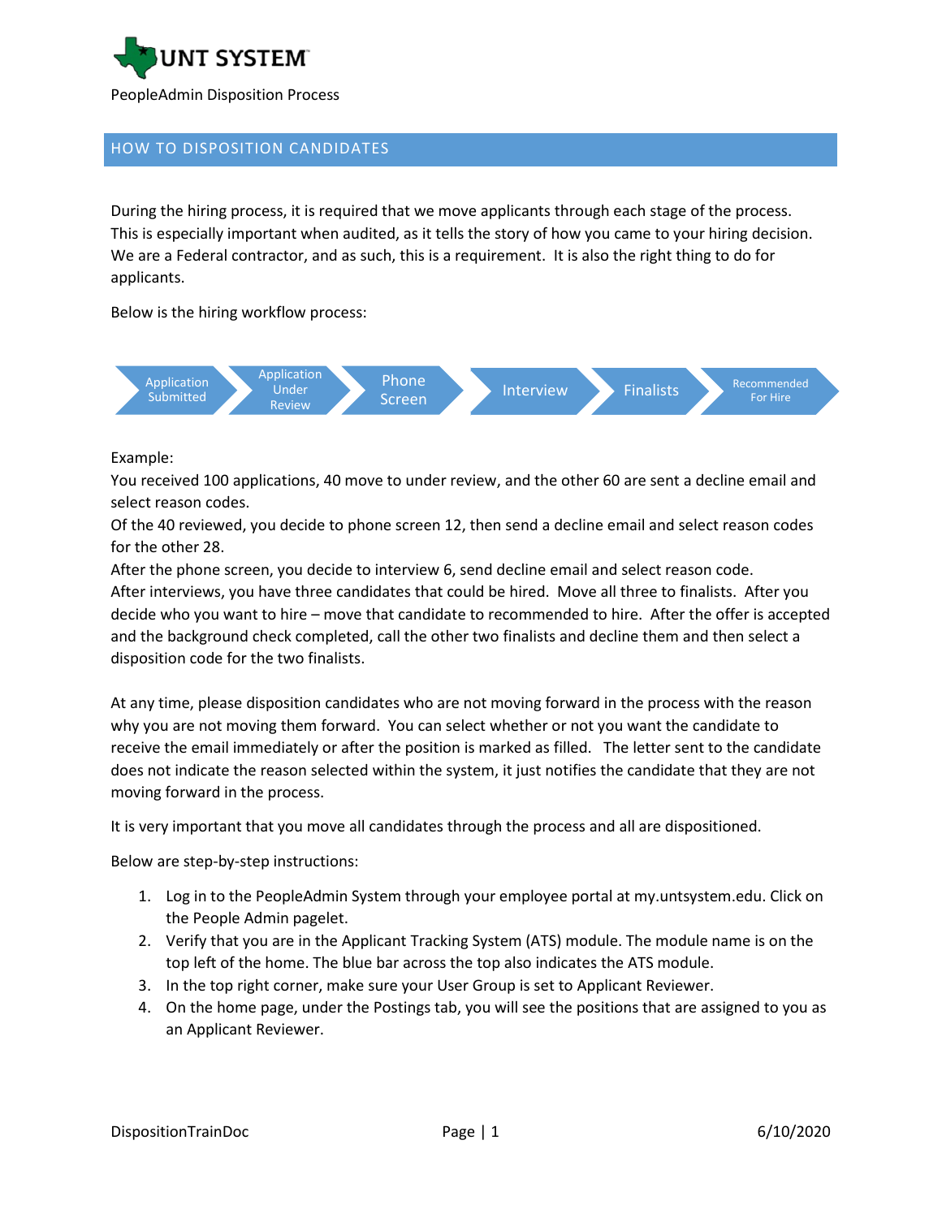UNT SYSTEM

PeopleAdmin Disposition Process

## HOW TO DISPOSITION CANDIDATES

During the hiring process, it is required that we move applicants through each stage of the process. This is especially important when audited, as it tells the story of how you came to your hiring decision. We are a Federal contractor, and as such, this is a requirement. It is also the right thing to do for applicants.

Below is the hiring workflow process:

Application Submitted → Application Under Review → Phone Screen → Interview → Finalists → Recommended For Hire

Example:
You received 100 applications, 40 move to under review, and the other 60 are sent a decline email and select reason codes.
Of the 40 reviewed, you decide to phone screen 12, then send a decline email and select reason codes for the other 28.
After the phone screen, you decide to interview 6, send decline email and select reason code.
After interviews, you have three candidates that could be hired. Move all three to finalists. After you decide who you want to hire – move that candidate to recommended to hire. After the offer is accepted and the background check completed, call the other two finalists and decline them and then select a disposition code for the two finalists.

At any time, please disposition candidates who are not moving forward in the process with the reason why you are not moving them forward. You can select whether or not you want the candidate to receive the email immediately or after the position is marked as filled. The letter sent to the candidate does not indicate the reason selected within the system, it just notifies the candidate that they are not moving forward in the process.

It is very important that you move all candidates through the process and all are dispositioned.

Below are step-by-step instructions:

1. Log in to the PeopleAdmin System through your employee portal at my.untsystem.edu. Click on the People Admin pagelet.
2. Verify that you are in the Applicant Tracking System (ATS) module. The module name is on the top left of the home. The blue bar across the top also indicates the ATS module.
3. In the top right corner, make sure your User Group is set to Applicant Reviewer.
4. On the home page, under the Postings tab, you will see the positions that are assigned to you as an Applicant Reviewer.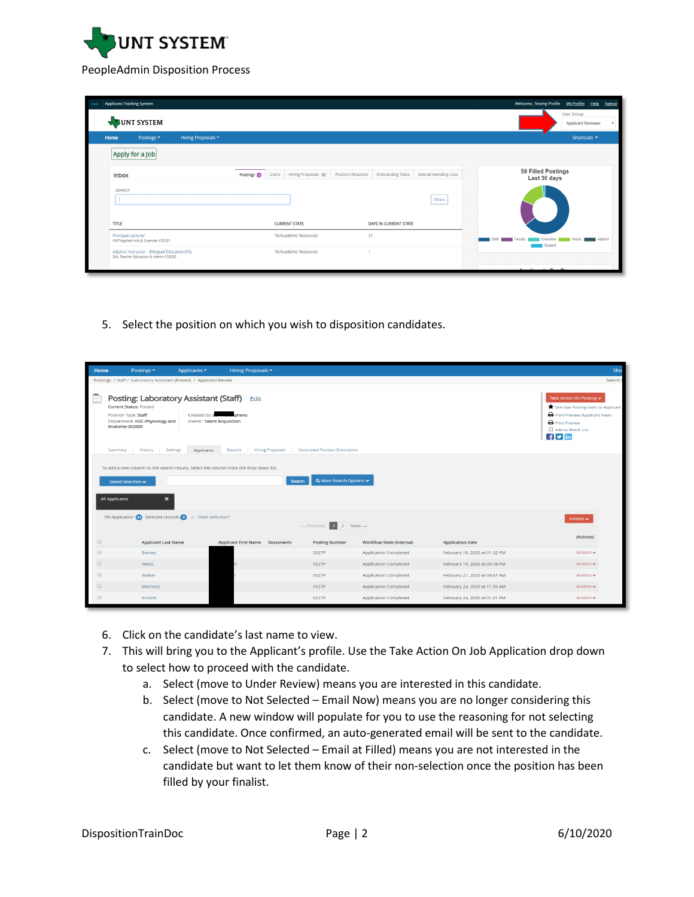5. Select the position on which you wish to disposition candidates.

6. Click on the candidate's last name to view.
7. This will bring you to the Applicant's profile. Use the Take Action On Job Application drop down to select how to proceed with the candidate.
   a. Select (move to Under Review) means you are interested in this candidate.
   b. Select (move to Not Selected – Email Now) means you are no longer considering this candidate. A new window will populate for you to use the reasoning for not selecting this candidate. Once confirmed, an auto-generated email will be sent to the candidate.
   c. Select (move to Not Selected – Email at Filled) means you are not interested in the candidate but want to let them know of their non-selection once the position has been filled by your finalist.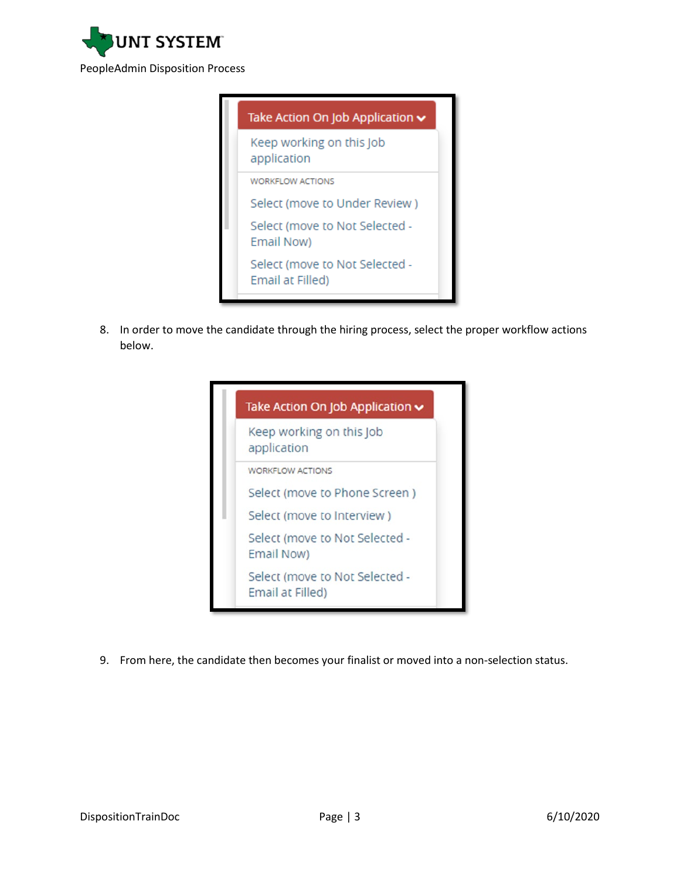Take Action On Job Application

- Keep working on this Job application

WORKFLOW ACTIONS

- Select (move to Under Review )
- Select (move to Not Selected - Email Now)
- Select (move to Not Selected - Email at Filled)

8. In order to move the candidate through the hiring process, select the proper workflow actions below.

Take Action On Job Application

- Keep working on this Job application

WORKFLOW ACTIONS

- Select (move to Phone Screen )
- Select (move to Interview )
- Select (move to Not Selected - Email Now)
- Select (move to Not Selected - Email at Filled)

9. From here, the candidate then becomes your finalist or moved into a non-selection status.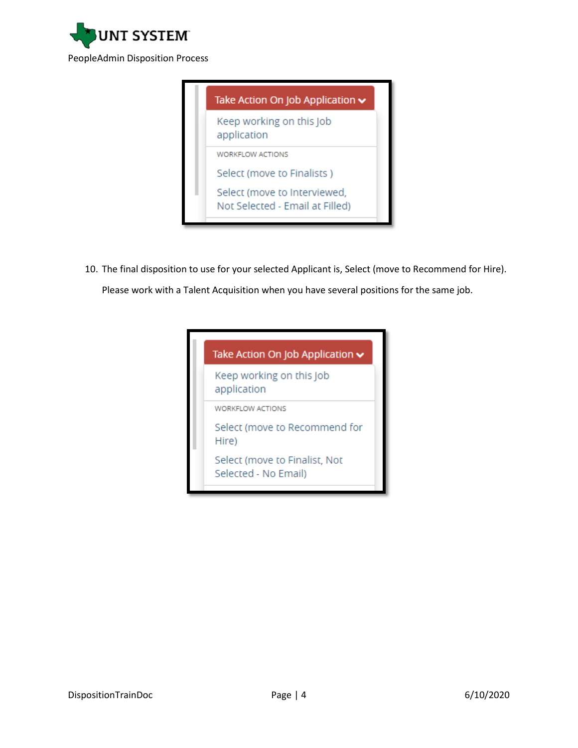Take Action On Job Application

Keep working on this Job application

WORKFLOW ACTIONS

Select (move to Finalists )

Select (move to Interviewed, Not Selected - Email at Filled)

10. The final disposition to use for your selected Applicant is, Select (move to Recommend for Hire).

    Please work with a Talent Acquisition when you have several positions for the same job.

Take Action On Job Application

Keep working on this Job application

WORKFLOW ACTIONS

Select (move to Recommend for Hire)

Select (move to Finalist, Not Selected - No Email)